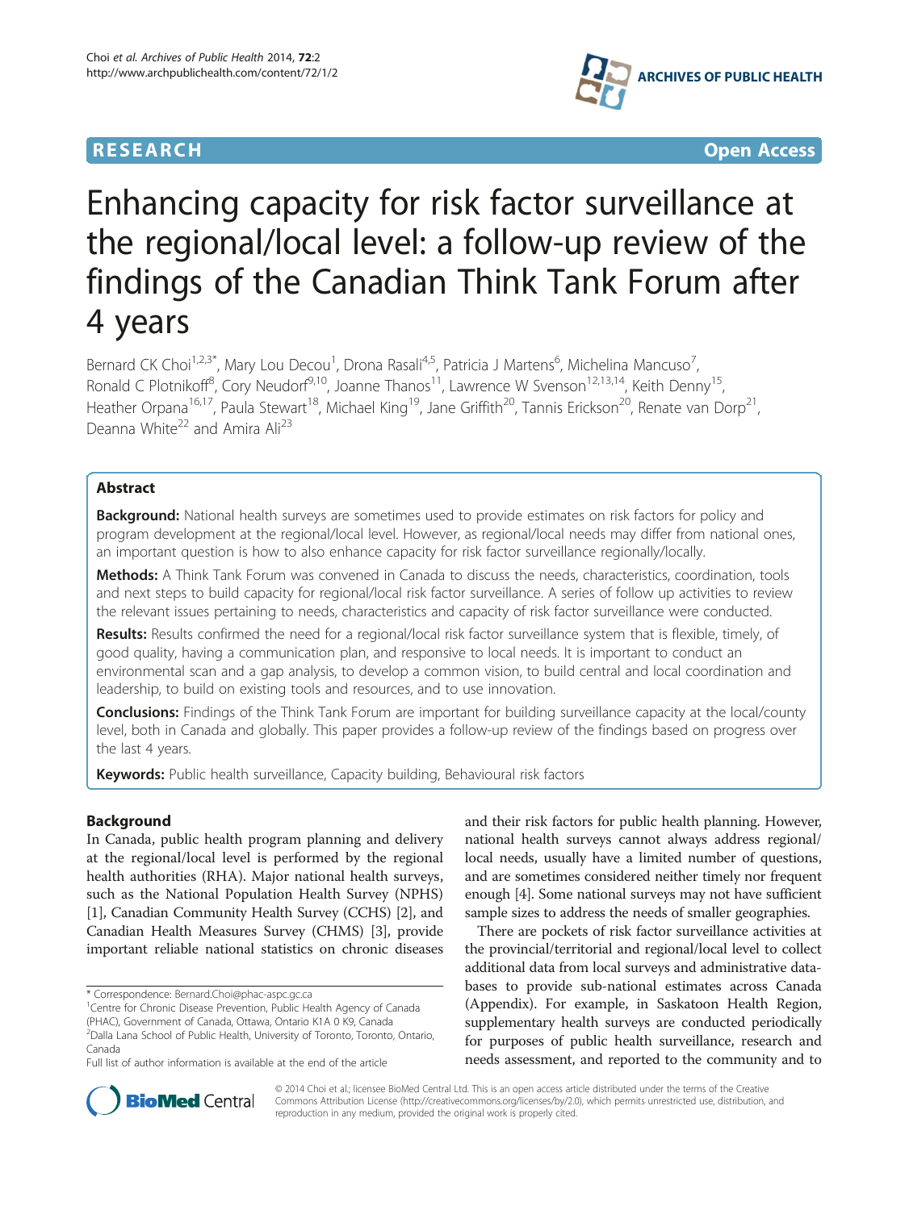**RESEARCH** **Open Access**

# Enhancing capacity for risk factor surveillance at the regional/local level: a follow-up review of the findings of the Canadian Think Tank Forum after 4 years

Bernard CK Choi[1,2,3*], Mary Lou Decou[1], Drona Rasali[4,5], Patricia J Martens[6], Michelina Mancuso[7], Ronald C Plotnikoff[8], Cory Neudorf[9,10], Joanne Thanos[11], Lawrence W Svenson[12,13,14], Keith Denny[15], Heather Orpana[16,17], Paula Stewart[18], Michael King[19], Jane Griffith[20], Tannis Erickson[20], Renate van Dorp[21], Deanna White[22] and Amira Ali[23]

## Abstract

**Background:** National health surveys are sometimes used to provide estimates on risk factors for policy and program development at the regional/local level. However, as regional/local needs may differ from national ones, an important question is how to also enhance capacity for risk factor surveillance regionally/locally.

**Methods:** A Think Tank Forum was convened in Canada to discuss the needs, characteristics, coordination, tools and next steps to build capacity for regional/local risk factor surveillance. A series of follow up activities to review the relevant issues pertaining to needs, characteristics and capacity of risk factor surveillance were conducted.

**Results:** Results confirmed the need for a regional/local risk factor surveillance system that is flexible, timely, of good quality, having a communication plan, and responsive to local needs. It is important to conduct an environmental scan and a gap analysis, to develop a common vision, to build central and local coordination and leadership, to build on existing tools and resources, and to use innovation.

**Conclusions:** Findings of the Think Tank Forum are important for building surveillance capacity at the local/county level, both in Canada and globally. This paper provides a follow-up review of the findings based on progress over the last 4 years.

**Keywords:** Public health surveillance, Capacity building, Behavioural risk factors

## Background

In Canada, public health program planning and delivery at the regional/local level is performed by the regional health authorities (RHA). Major national health surveys, such as the National Population Health Survey (NPHS) [1], Canadian Community Health Survey (CCHS) [2], and Canadian Health Measures Survey (CHMS) [3], provide important reliable national statistics on chronic diseases and their risk factors for public health planning. However, national health surveys cannot always address regional/local needs, usually have a limited number of questions, and are sometimes considered neither timely nor frequent enough [4]. Some national surveys may not have sufficient sample sizes to address the needs of smaller geographies.

There are pockets of risk factor surveillance activities at the provincial/territorial and regional/local level to collect additional data from local surveys and administrative databases to provide sub-national estimates across Canada (Appendix). For example, in Saskatoon Health Region, supplementary health surveys are conducted periodically for purposes of public health surveillance, research and needs assessment, and reported to the community and to

\* Correspondence: Bernard.Choi@phac-aspc.gc.ca

[1]Centre for Chronic Disease Prevention, Public Health Agency of Canada (PHAC), Government of Canada, Ottawa, Ontario K1A 0 K9, Canada

[2]Dalla Lana School of Public Health, University of Toronto, Toronto, Ontario, Canada

Full list of author information is available at the end of the article

© 2014 Choi et al.; licensee BioMed Central Ltd. This is an open access article distributed under the terms of the Creative Commons Attribution License (http://creativecommons.org/licenses/by/2.0), which permits unrestricted use, distribution, and reproduction in any medium, provided the original work is properly cited.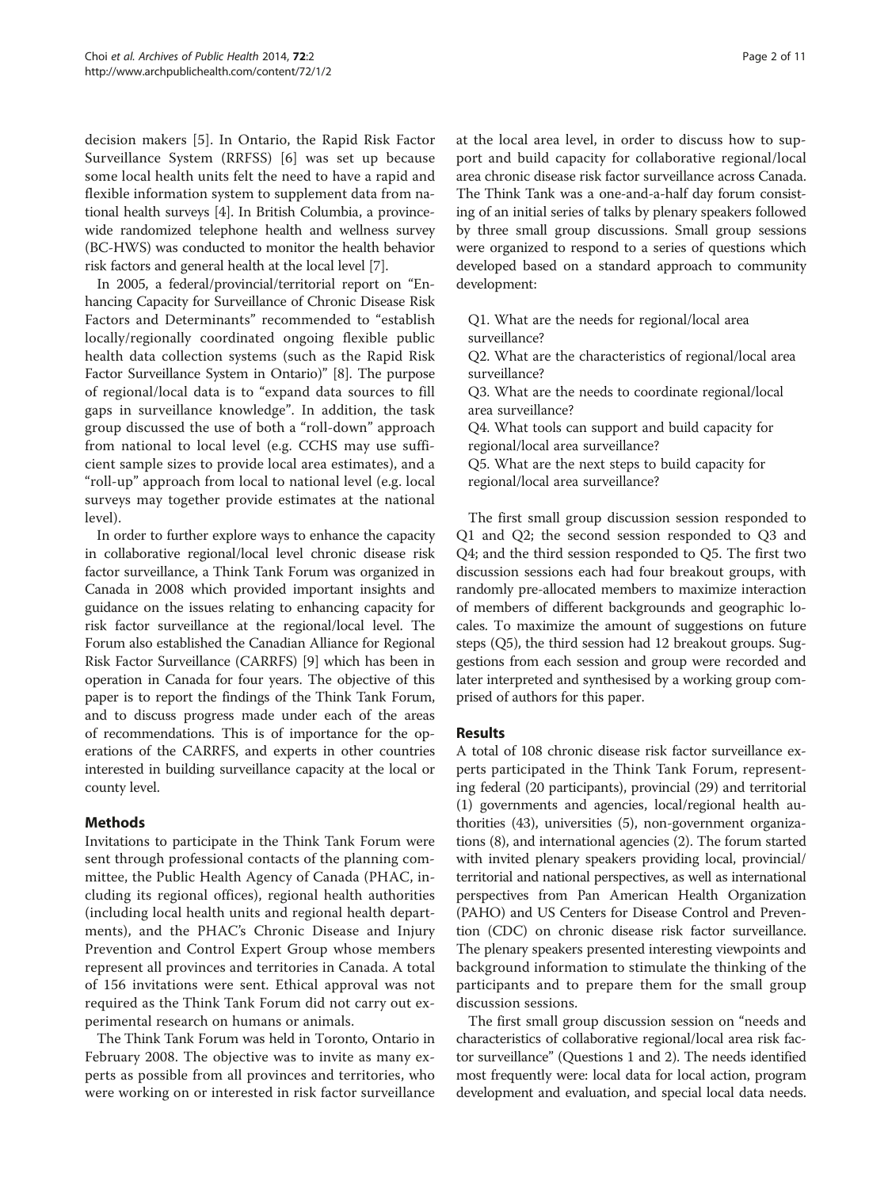decision makers [5]. In Ontario, the Rapid Risk Factor Surveillance System (RRFSS) [6] was set up because some local health units felt the need to have a rapid and flexible information system to supplement data from national health surveys [4]. In British Columbia, a province-wide randomized telephone health and wellness survey (BC-HWS) was conducted to monitor the health behavior risk factors and general health at the local level [7].

In 2005, a federal/provincial/territorial report on "Enhancing Capacity for Surveillance of Chronic Disease Risk Factors and Determinants" recommended to "establish locally/regionally coordinated ongoing flexible public health data collection systems (such as the Rapid Risk Factor Surveillance System in Ontario)" [8]. The purpose of regional/local data is to "expand data sources to fill gaps in surveillance knowledge". In addition, the task group discussed the use of both a "roll-down" approach from national to local level (e.g. CCHS may use sufficient sample sizes to provide local area estimates), and a "roll-up" approach from local to national level (e.g. local surveys may together provide estimates at the national level).

In order to further explore ways to enhance the capacity in collaborative regional/local level chronic disease risk factor surveillance, a Think Tank Forum was organized in Canada in 2008 which provided important insights and guidance on the issues relating to enhancing capacity for risk factor surveillance at the regional/local level. The Forum also established the Canadian Alliance for Regional Risk Factor Surveillance (CARRFS) [9] which has been in operation in Canada for four years. The objective of this paper is to report the findings of the Think Tank Forum, and to discuss progress made under each of the areas of recommendations. This is of importance for the operations of the CARRFS, and experts in other countries interested in building surveillance capacity at the local or county level.

## Methods

Invitations to participate in the Think Tank Forum were sent through professional contacts of the planning committee, the Public Health Agency of Canada (PHAC, including its regional offices), regional health authorities (including local health units and regional health departments), and the PHAC's Chronic Disease and Injury Prevention and Control Expert Group whose members represent all provinces and territories in Canada. A total of 156 invitations were sent. Ethical approval was not required as the Think Tank Forum did not carry out experimental research on humans or animals.

The Think Tank Forum was held in Toronto, Ontario in February 2008. The objective was to invite as many experts as possible from all provinces and territories, who were working on or interested in risk factor surveillance at the local area level, in order to discuss how to support and build capacity for collaborative regional/local area chronic disease risk factor surveillance across Canada. The Think Tank was a one-and-a-half day forum consisting of an initial series of talks by plenary speakers followed by three small group discussions. Small group sessions were organized to respond to a series of questions which developed based on a standard approach to community development:

Q1. What are the needs for regional/local area surveillance?
Q2. What are the characteristics of regional/local area surveillance?
Q3. What are the needs to coordinate regional/local area surveillance?
Q4. What tools can support and build capacity for regional/local area surveillance?
Q5. What are the next steps to build capacity for regional/local area surveillance?

The first small group discussion session responded to Q1 and Q2; the second session responded to Q3 and Q4; and the third session responded to Q5. The first two discussion sessions each had four breakout groups, with randomly pre-allocated members to maximize interaction of members of different backgrounds and geographic locales. To maximize the amount of suggestions on future steps (Q5), the third session had 12 breakout groups. Suggestions from each session and group were recorded and later interpreted and synthesised by a working group comprised of authors for this paper.

## Results

A total of 108 chronic disease risk factor surveillance experts participated in the Think Tank Forum, representing federal (20 participants), provincial (29) and territorial (1) governments and agencies, local/regional health authorities (43), universities (5), non-government organizations (8), and international agencies (2). The forum started with invited plenary speakers providing local, provincial/territorial and national perspectives, as well as international perspectives from Pan American Health Organization (PAHO) and US Centers for Disease Control and Prevention (CDC) on chronic disease risk factor surveillance. The plenary speakers presented interesting viewpoints and background information to stimulate the thinking of the participants and to prepare them for the small group discussion sessions.

The first small group discussion session on "needs and characteristics of collaborative regional/local area risk factor surveillance" (Questions 1 and 2). The needs identified most frequently were: local data for local action, program development and evaluation, and special local data needs.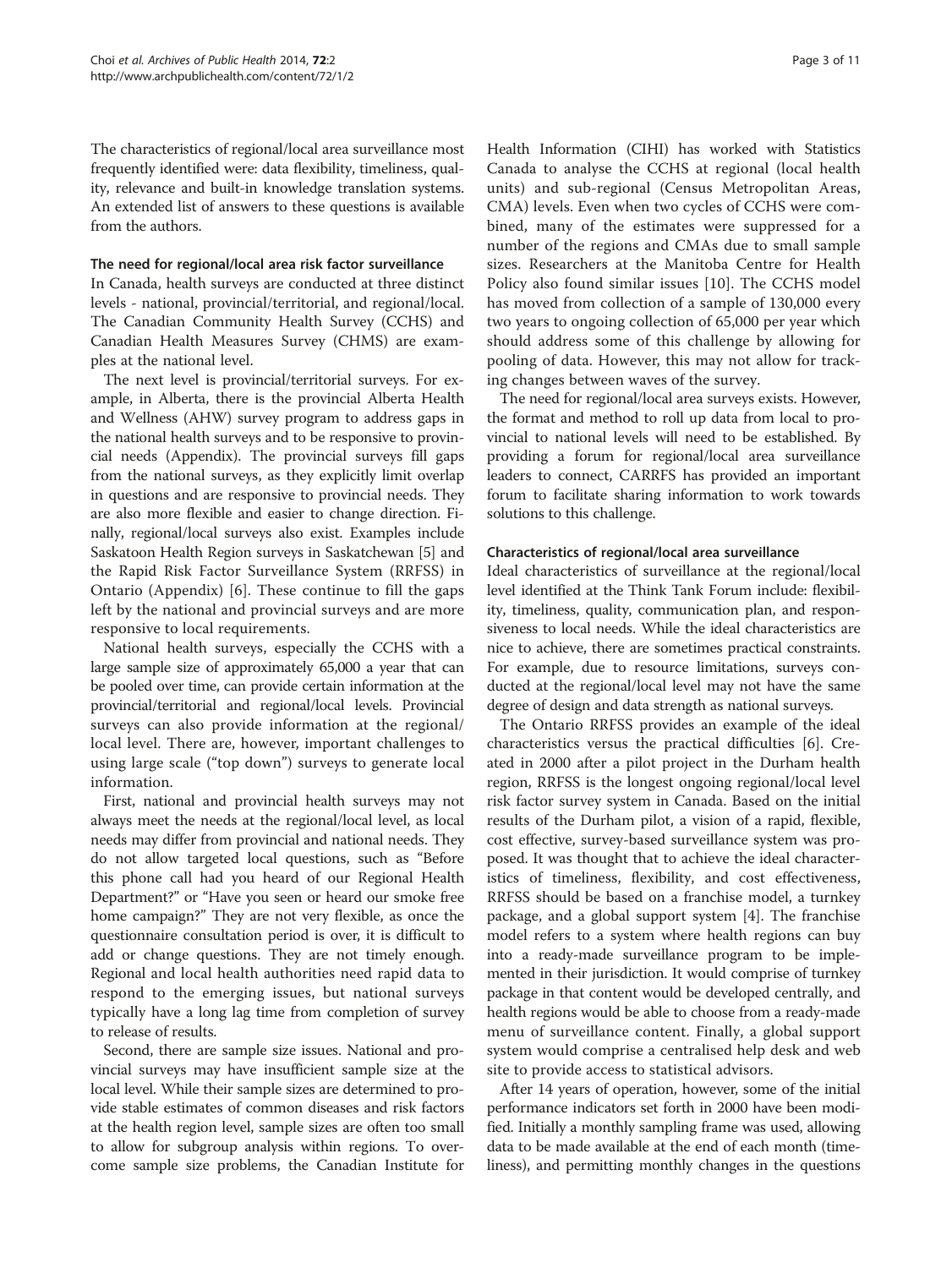The characteristics of regional/local area surveillance most frequently identified were: data flexibility, timeliness, quality, relevance and built-in knowledge translation systems. An extended list of answers to these questions is available from the authors.

#### The need for regional/local area risk factor surveillance

In Canada, health surveys are conducted at three distinct levels - national, provincial/territorial, and regional/local. The Canadian Community Health Survey (CCHS) and Canadian Health Measures Survey (CHMS) are examples at the national level.

The next level is provincial/territorial surveys. For example, in Alberta, there is the provincial Alberta Health and Wellness (AHW) survey program to address gaps in the national health surveys and to be responsive to provincial needs (Appendix). The provincial surveys fill gaps from the national surveys, as they explicitly limit overlap in questions and are responsive to provincial needs. They are also more flexible and easier to change direction. Finally, regional/local surveys also exist. Examples include Saskatoon Health Region surveys in Saskatchewan [5] and the Rapid Risk Factor Surveillance System (RRFSS) in Ontario (Appendix) [6]. These continue to fill the gaps left by the national and provincial surveys and are more responsive to local requirements.

National health surveys, especially the CCHS with a large sample size of approximately 65,000 a year that can be pooled over time, can provide certain information at the provincial/territorial and regional/local levels. Provincial surveys can also provide information at the regional/local level. There are, however, important challenges to using large scale ("top down") surveys to generate local information.

First, national and provincial health surveys may not always meet the needs at the regional/local level, as local needs may differ from provincial and national needs. They do not allow targeted local questions, such as "Before this phone call had you heard of our Regional Health Department?" or "Have you seen or heard our smoke free home campaign?" They are not very flexible, as once the questionnaire consultation period is over, it is difficult to add or change questions. They are not timely enough. Regional and local health authorities need rapid data to respond to the emerging issues, but national surveys typically have a long lag time from completion of survey to release of results.

Second, there are sample size issues. National and provincial surveys may have insufficient sample size at the local level. While their sample sizes are determined to provide stable estimates of common diseases and risk factors at the health region level, sample sizes are often too small to allow for subgroup analysis within regions. To overcome sample size problems, the Canadian Institute for Health Information (CIHI) has worked with Statistics Canada to analyse the CCHS at regional (local health units) and sub-regional (Census Metropolitan Areas, CMA) levels. Even when two cycles of CCHS were combined, many of the estimates were suppressed for a number of the regions and CMAs due to small sample sizes. Researchers at the Manitoba Centre for Health Policy also found similar issues [10]. The CCHS model has moved from collection of a sample of 130,000 every two years to ongoing collection of 65,000 per year which should address some of this challenge by allowing for pooling of data. However, this may not allow for tracking changes between waves of the survey.

The need for regional/local area surveys exists. However, the format and method to roll up data from local to provincial to national levels will need to be established. By providing a forum for regional/local area surveillance leaders to connect, CARRFS has provided an important forum to facilitate sharing information to work towards solutions to this challenge.

#### Characteristics of regional/local area surveillance

Ideal characteristics of surveillance at the regional/local level identified at the Think Tank Forum include: flexibility, timeliness, quality, communication plan, and responsiveness to local needs. While the ideal characteristics are nice to achieve, there are sometimes practical constraints. For example, due to resource limitations, surveys conducted at the regional/local level may not have the same degree of design and data strength as national surveys.

The Ontario RRFSS provides an example of the ideal characteristics versus the practical difficulties [6]. Created in 2000 after a pilot project in the Durham health region, RRFSS is the longest ongoing regional/local level risk factor survey system in Canada. Based on the initial results of the Durham pilot, a vision of a rapid, flexible, cost effective, survey-based surveillance system was proposed. It was thought that to achieve the ideal characteristics of timeliness, flexibility, and cost effectiveness, RRFSS should be based on a franchise model, a turnkey package, and a global support system [4]. The franchise model refers to a system where health regions can buy into a ready-made surveillance program to be implemented in their jurisdiction. It would comprise of turnkey package in that content would be developed centrally, and health regions would be able to choose from a ready-made menu of surveillance content. Finally, a global support system would comprise a centralised help desk and web site to provide access to statistical advisors.

After 14 years of operation, however, some of the initial performance indicators set forth in 2000 have been modified. Initially a monthly sampling frame was used, allowing data to be made available at the end of each month (timeliness), and permitting monthly changes in the questions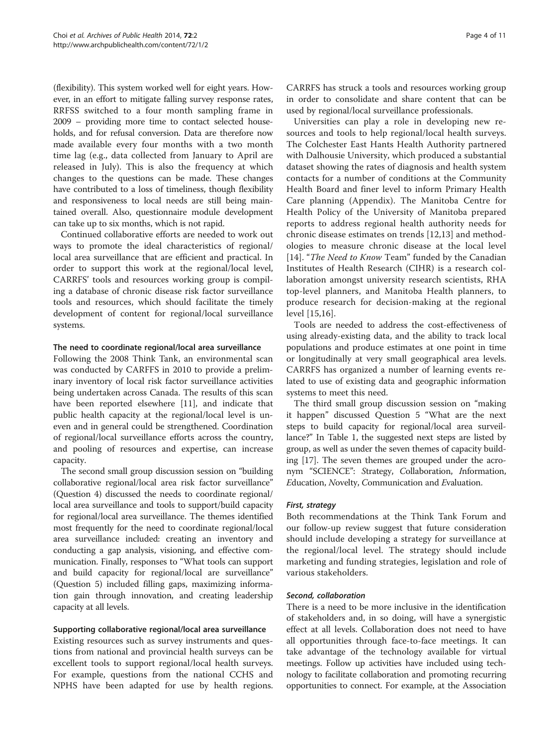(flexibility). This system worked well for eight years. However, in an effort to mitigate falling survey response rates, RRFSS switched to a four month sampling frame in 2009 – providing more time to contact selected households, and for refusal conversion. Data are therefore now made available every four months with a two month time lag (e.g., data collected from January to April are released in July). This is also the frequency at which changes to the questions can be made. These changes have contributed to a loss of timeliness, though flexibility and responsiveness to local needs are still being maintained overall. Also, questionnaire module development can take up to six months, which is not rapid.

Continued collaborative efforts are needed to work out ways to promote the ideal characteristics of regional/local area surveillance that are efficient and practical. In order to support this work at the regional/local level, CARRFS' tools and resources working group is compiling a database of chronic disease risk factor surveillance tools and resources, which should facilitate the timely development of content for regional/local surveillance systems.

#### The need to coordinate regional/local area surveillance

Following the 2008 Think Tank, an environmental scan was conducted by CARFFS in 2010 to provide a preliminary inventory of local risk factor surveillance activities being undertaken across Canada. The results of this scan have been reported elsewhere [11], and indicate that public health capacity at the regional/local level is uneven and in general could be strengthened. Coordination of regional/local surveillance efforts across the country, and pooling of resources and expertise, can increase capacity.

The second small group discussion session on "building collaborative regional/local area risk factor surveillance" (Question 4) discussed the needs to coordinate regional/local area surveillance and tools to support/build capacity for regional/local area surveillance. The themes identified most frequently for the need to coordinate regional/local area surveillance included: creating an inventory and conducting a gap analysis, visioning, and effective communication. Finally, responses to "What tools can support and build capacity for regional/local are surveillance" (Question 5) included filling gaps, maximizing information gain through innovation, and creating leadership capacity at all levels.

#### Supporting collaborative regional/local area surveillance

Existing resources such as survey instruments and questions from national and provincial health surveys can be excellent tools to support regional/local health surveys. For example, questions from the national CCHS and NPHS have been adapted for use by health regions. CARRFS has struck a tools and resources working group in order to consolidate and share content that can be used by regional/local surveillance professionals.

Universities can play a role in developing new resources and tools to help regional/local health surveys. The Colchester East Hants Health Authority partnered with Dalhousie University, which produced a substantial dataset showing the rates of diagnosis and health system contacts for a number of conditions at the Community Health Board and finer level to inform Primary Health Care planning (Appendix). The Manitoba Centre for Health Policy of the University of Manitoba prepared reports to address regional health authority needs for chronic disease estimates on trends [12,13] and methodologies to measure chronic disease at the local level [14]. "*The Need to Know* Team" funded by the Canadian Institutes of Health Research (CIHR) is a research collaboration amongst university research scientists, RHA top-level planners, and Manitoba Health planners, to produce research for decision-making at the regional level [15,16].

Tools are needed to address the cost-effectiveness of using already-existing data, and the ability to track local populations and produce estimates at one point in time or longitudinally at very small geographical area levels. CARRFS has organized a number of learning events related to use of existing data and geographic information systems to meet this need.

The third small group discussion session on "making it happen" discussed Question 5 "What are the next steps to build capacity for regional/local area surveillance?" In Table 1, the suggested next steps are listed by group, as well as under the seven themes of capacity building [17]. The seven themes are grouped under the acronym "SCIENCE": *S*trategy, *C*ollaboration, *I*nformation, *E*ducation, *N*ovelty, *C*ommunication and *E*valuation.

#### *First, strategy*

Both recommendations at the Think Tank Forum and our follow-up review suggest that future consideration should include developing a strategy for surveillance at the regional/local level. The strategy should include marketing and funding strategies, legislation and role of various stakeholders.

#### *Second, collaboration*

There is a need to be more inclusive in the identification of stakeholders and, in so doing, will have a synergistic effect at all levels. Collaboration does not need to have all opportunities through face-to-face meetings. It can take advantage of the technology available for virtual meetings. Follow up activities have included using technology to facilitate collaboration and promoting recurring opportunities to connect. For example, at the Association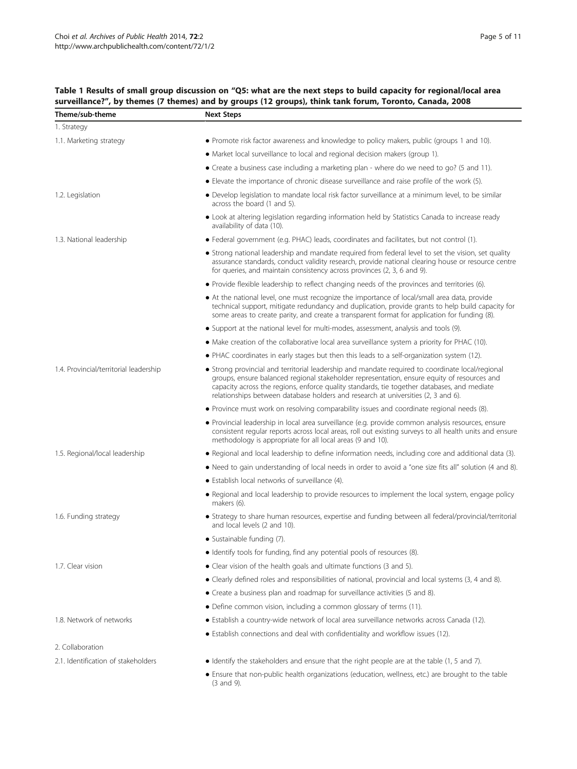**Table 1 Results of small group discussion on "Q5: what are the next steps to build capacity for regional/local area surveillance?", by themes (7 themes) and by groups (12 groups), think tank forum, Toronto, Canada, 2008**

| Theme/sub-theme | Next Steps |
|---|---|
| 1. Strategy | |
| 1.1. Marketing strategy | • Promote risk factor awareness and knowledge to policy makers, public (groups 1 and 10). |
| | • Market local surveillance to local and regional decision makers (group 1). |
| | • Create a business case including a marketing plan - where do we need to go? (5 and 11). |
| | • Elevate the importance of chronic disease surveillance and raise profile of the work (5). |
| 1.2. Legislation | • Develop legislation to mandate local risk factor surveillance at a minimum level, to be similar across the board (1 and 5). |
| | • Look at altering legislation regarding information held by Statistics Canada to increase ready availability of data (10). |
| 1.3. National leadership | • Federal government (e.g. PHAC) leads, coordinates and facilitates, but not control (1). |
| | • Strong national leadership and mandate required from federal level to set the vision, set quality assurance standards, conduct validity research, provide national clearing house or resource centre for queries, and maintain consistency across provinces (2, 3, 6 and 9). |
| | • Provide flexible leadership to reflect changing needs of the provinces and territories (6). |
| | • At the national level, one must recognize the importance of local/small area data, provide technical support, mitigate redundancy and duplication, provide grants to help build capacity for some areas to create parity, and create a transparent format for application for funding (8). |
| | • Support at the national level for multi-modes, assessment, analysis and tools (9). |
| | • Make creation of the collaborative local area surveillance system a priority for PHAC (10). |
| | • PHAC coordinates in early stages but then this leads to a self-organization system (12). |
| 1.4. Provincial/territorial leadership | • Strong provincial and territorial leadership and mandate required to coordinate local/regional groups, ensure balanced regional stakeholder representation, ensure equity of resources and capacity across the regions, enforce quality standards, tie together databases, and mediate relationships between database holders and research at universities (2, 3 and 6). |
| | • Province must work on resolving comparability issues and coordinate regional needs (8). |
| | • Provincial leadership in local area surveillance (e.g. provide common analysis resources, ensure consistent regular reports across local areas, roll out existing surveys to all health units and ensure methodology is appropriate for all local areas (9 and 10). |
| 1.5. Regional/local leadership | • Regional and local leadership to define information needs, including core and additional data (3). |
| | • Need to gain understanding of local needs in order to avoid a "one size fits all" solution (4 and 8). |
| | • Establish local networks of surveillance (4). |
| | • Regional and local leadership to provide resources to implement the local system, engage policy makers (6). |
| 1.6. Funding strategy | • Strategy to share human resources, expertise and funding between all federal/provincial/territorial and local levels (2 and 10). |
| | • Sustainable funding (7). |
| | • Identify tools for funding, find any potential pools of resources (8). |
| 1.7. Clear vision | • Clear vision of the health goals and ultimate functions (3 and 5). |
| | • Clearly defined roles and responsibilities of national, provincial and local systems (3, 4 and 8). |
| | • Create a business plan and roadmap for surveillance activities (5 and 8). |
| | • Define common vision, including a common glossary of terms (11). |
| 1.8. Network of networks | • Establish a country-wide network of local area surveillance networks across Canada (12). |
| | • Establish connections and deal with confidentiality and workflow issues (12). |
| 2. Collaboration | |
| 2.1. Identification of stakeholders | • Identify the stakeholders and ensure that the right people are at the table (1, 5 and 7). |
| | • Ensure that non-public health organizations (education, wellness, etc.) are brought to the table (3 and 9). |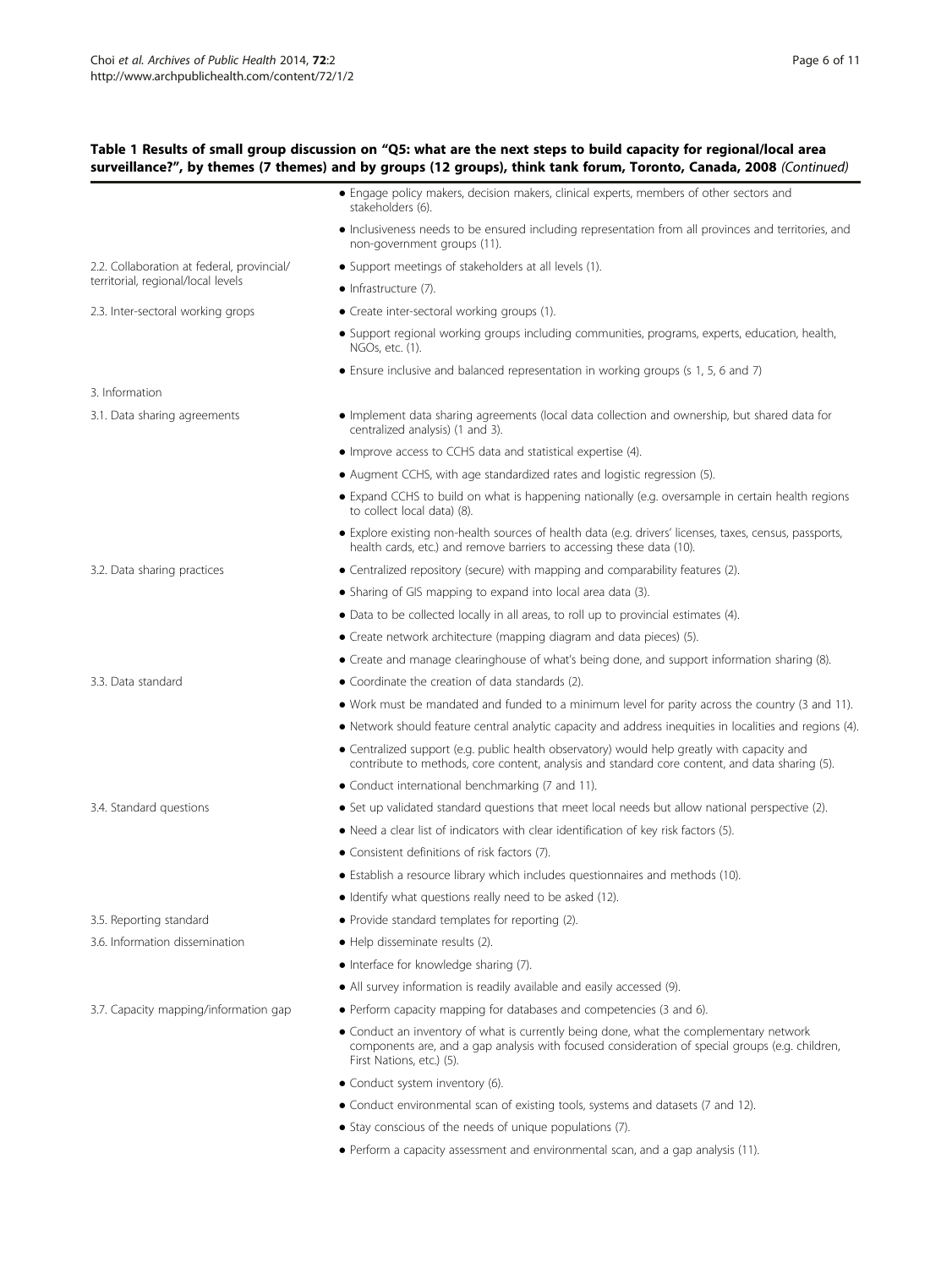**Table 1 Results of small group discussion on "Q5: what are the next steps to build capacity for regional/local area surveillance?", by themes (7 themes) and by groups (12 groups), think tank forum, Toronto, Canada, 2008** *(Continued)*

| | |
|---|---|
| | • Engage policy makers, decision makers, clinical experts, members of other sectors and stakeholders (6). |
| | • Inclusiveness needs to be ensured including representation from all provinces and territories, and non-government groups (11). |
| 2.2. Collaboration at federal, provincial/ territorial, regional/local levels | • Support meetings of stakeholders at all levels (1). |
| | • Infrastructure (7). |
| 2.3. Inter-sectoral working grops | • Create inter-sectoral working groups (1). |
| | • Support regional working groups including communities, programs, experts, education, health, NGOs, etc. (1). |
| | • Ensure inclusive and balanced representation in working groups (s 1, 5, 6 and 7) |
| 3. Information | |
| 3.1. Data sharing agreements | • Implement data sharing agreements (local data collection and ownership, but shared data for centralized analysis) (1 and 3). |
| | • Improve access to CCHS data and statistical expertise (4). |
| | • Augment CCHS, with age standardized rates and logistic regression (5). |
| | • Expand CCHS to build on what is happening nationally (e.g. oversample in certain health regions to collect local data) (8). |
| | • Explore existing non-health sources of health data (e.g. drivers' licenses, taxes, census, passports, health cards, etc.) and remove barriers to accessing these data (10). |
| 3.2. Data sharing practices | • Centralized repository (secure) with mapping and comparability features (2). |
| | • Sharing of GIS mapping to expand into local area data (3). |
| | • Data to be collected locally in all areas, to roll up to provincial estimates (4). |
| | • Create network architecture (mapping diagram and data pieces) (5). |
| | • Create and manage clearinghouse of what's being done, and support information sharing (8). |
| 3.3. Data standard | • Coordinate the creation of data standards (2). |
| | • Work must be mandated and funded to a minimum level for parity across the country (3 and 11). |
| | • Network should feature central analytic capacity and address inequities in localities and regions (4). |
| | • Centralized support (e.g. public health observatory) would help greatly with capacity and contribute to methods, core content, analysis and standard core content, and data sharing (5). |
| | • Conduct international benchmarking (7 and 11). |
| 3.4. Standard questions | • Set up validated standard questions that meet local needs but allow national perspective (2). |
| | • Need a clear list of indicators with clear identification of key risk factors (5). |
| | • Consistent definitions of risk factors (7). |
| | • Establish a resource library which includes questionnaires and methods (10). |
| | • Identify what questions really need to be asked (12). |
| 3.5. Reporting standard | • Provide standard templates for reporting (2). |
| 3.6. Information dissemination | • Help disseminate results (2). |
| | • Interface for knowledge sharing (7). |
| | • All survey information is readily available and easily accessed (9). |
| 3.7. Capacity mapping/information gap | • Perform capacity mapping for databases and competencies (3 and 6). |
| | • Conduct an inventory of what is currently being done, what the complementary network components are, and a gap analysis with focused consideration of special groups (e.g. children, First Nations, etc.) (5). |
| | • Conduct system inventory (6). |
| | • Conduct environmental scan of existing tools, systems and datasets (7 and 12). |
| | • Stay conscious of the needs of unique populations (7). |
| | • Perform a capacity assessment and environmental scan, and a gap analysis (11). |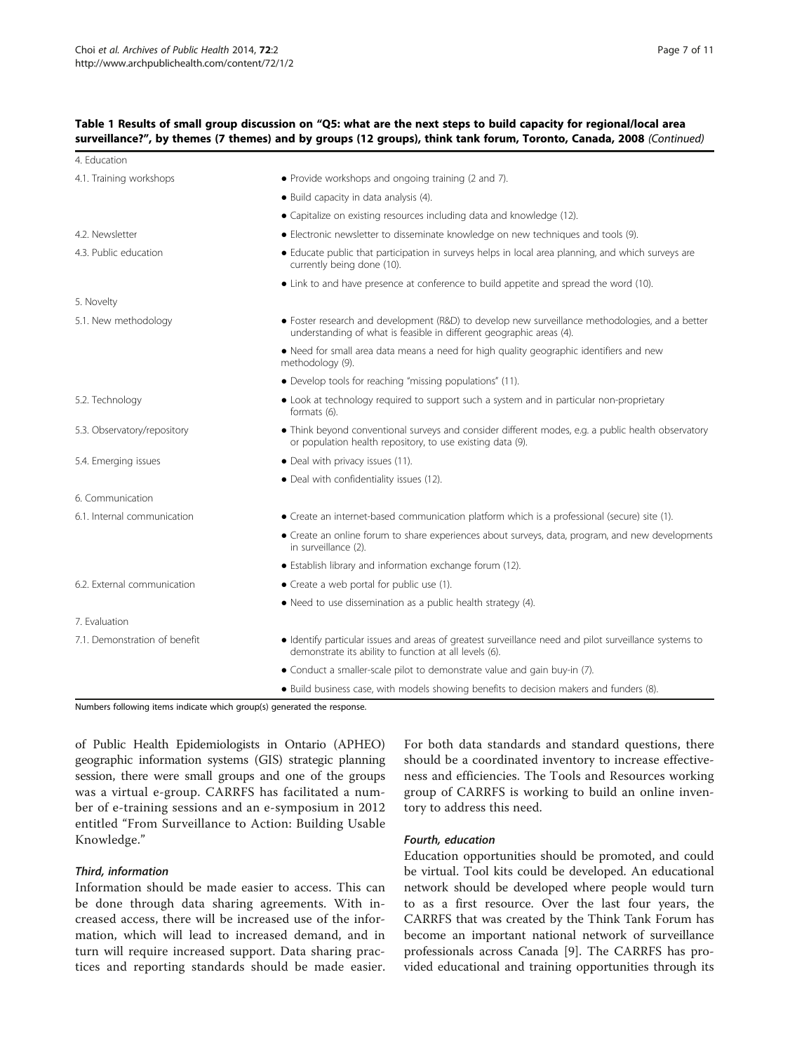**Table 1 Results of small group discussion on "Q5: what are the next steps to build capacity for regional/local area surveillance?", by themes (7 themes) and by groups (12 groups), think tank forum, Toronto, Canada, 2008** *(Continued)*

| | |
|---|---|
| 4. Education | |
| 4.1. Training workshops | • Provide workshops and ongoing training (2 and 7). |
| | • Build capacity in data analysis (4). |
| | • Capitalize on existing resources including data and knowledge (12). |
| 4.2. Newsletter | • Electronic newsletter to disseminate knowledge on new techniques and tools (9). |
| 4.3. Public education | • Educate public that participation in surveys helps in local area planning, and which surveys are currently being done (10). |
| | • Link to and have presence at conference to build appetite and spread the word (10). |
| 5. Novelty | |
| 5.1. New methodology | • Foster research and development (R&D) to develop new surveillance methodologies, and a better understanding of what is feasible in different geographic areas (4). |
| | • Need for small area data means a need for high quality geographic identifiers and new methodology (9). |
| | • Develop tools for reaching "missing populations" (11). |
| 5.2. Technology | • Look at technology required to support such a system and in particular non-proprietary formats (6). |
| 5.3. Observatory/repository | • Think beyond conventional surveys and consider different modes, e.g. a public health observatory or population health repository, to use existing data (9). |
| 5.4. Emerging issues | • Deal with privacy issues (11). |
| | • Deal with confidentiality issues (12). |
| 6. Communication | |
| 6.1. Internal communication | • Create an internet-based communication platform which is a professional (secure) site (1). |
| | • Create an online forum to share experiences about surveys, data, program, and new developments in surveillance (2). |
| | • Establish library and information exchange forum (12). |
| 6.2. External communication | • Create a web portal for public use (1). |
| | • Need to use dissemination as a public health strategy (4). |
| 7. Evaluation | |
| 7.1. Demonstration of benefit | • Identify particular issues and areas of greatest surveillance need and pilot surveillance systems to demonstrate its ability to function at all levels (6). |
| | • Conduct a smaller-scale pilot to demonstrate value and gain buy-in (7). |
| | • Build business case, with models showing benefits to decision makers and funders (8). |

Numbers following items indicate which group(s) generated the response.

of Public Health Epidemiologists in Ontario (APHEO) geographic information systems (GIS) strategic planning session, there were small groups and one of the groups was a virtual e-group. CARRFS has facilitated a number of e-training sessions and an e-symposium in 2012 entitled "From Surveillance to Action: Building Usable Knowledge."

#### *Third, information*

Information should be made easier to access. This can be done through data sharing agreements. With increased access, there will be increased use of the information, which will lead to increased demand, and in turn will require increased support. Data sharing practices and reporting standards should be made easier. For both data standards and standard questions, there should be a coordinated inventory to increase effectiveness and efficiencies. The Tools and Resources working group of CARRFS is working to build an online inventory to address this need.

#### *Fourth, education*

Education opportunities should be promoted, and could be virtual. Tool kits could be developed. An educational network should be developed where people would turn to as a first resource. Over the last four years, the CARRFS that was created by the Think Tank Forum has become an important national network of surveillance professionals across Canada [9]. The CARRFS has provided educational and training opportunities through its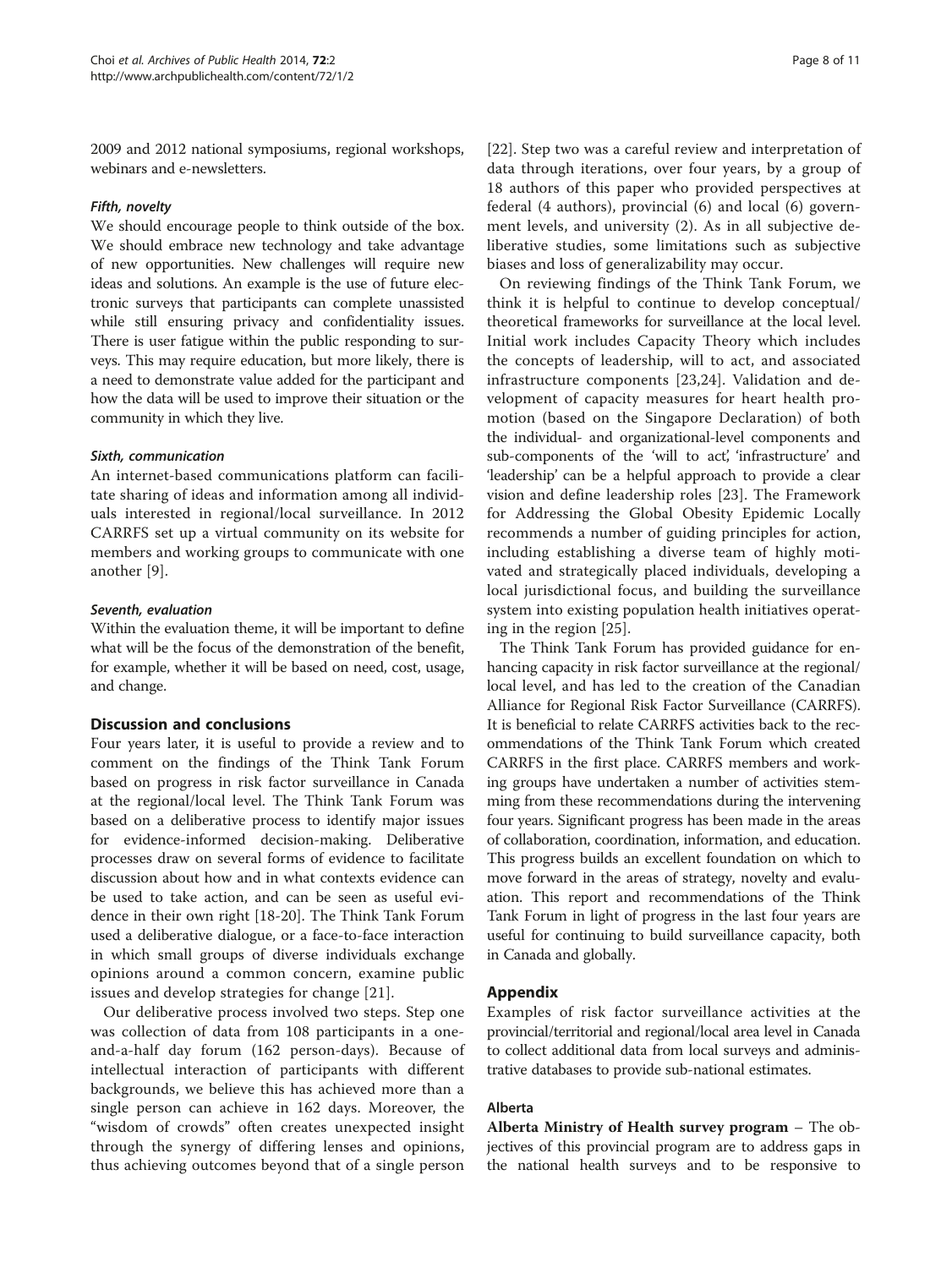2009 and 2012 national symposiums, regional workshops, webinars and e-newsletters.

#### *Fifth, novelty*

We should encourage people to think outside of the box. We should embrace new technology and take advantage of new opportunities. New challenges will require new ideas and solutions. An example is the use of future electronic surveys that participants can complete unassisted while still ensuring privacy and confidentiality issues. There is user fatigue within the public responding to surveys. This may require education, but more likely, there is a need to demonstrate value added for the participant and how the data will be used to improve their situation or the community in which they live.

#### *Sixth, communication*

An internet-based communications platform can facilitate sharing of ideas and information among all individuals interested in regional/local surveillance. In 2012 CARRFS set up a virtual community on its website for members and working groups to communicate with one another [9].

#### *Seventh, evaluation*

Within the evaluation theme, it will be important to define what will be the focus of the demonstration of the benefit, for example, whether it will be based on need, cost, usage, and change.

## Discussion and conclusions

Four years later, it is useful to provide a review and to comment on the findings of the Think Tank Forum based on progress in risk factor surveillance in Canada at the regional/local level. The Think Tank Forum was based on a deliberative process to identify major issues for evidence-informed decision-making. Deliberative processes draw on several forms of evidence to facilitate discussion about how and in what contexts evidence can be used to take action, and can be seen as useful evidence in their own right [18-20]. The Think Tank Forum used a deliberative dialogue, or a face-to-face interaction in which small groups of diverse individuals exchange opinions around a common concern, examine public issues and develop strategies for change [21].

Our deliberative process involved two steps. Step one was collection of data from 108 participants in a one-and-a-half day forum (162 person-days). Because of intellectual interaction of participants with different backgrounds, we believe this has achieved more than a single person can achieve in 162 days. Moreover, the "wisdom of crowds" often creates unexpected insight through the synergy of differing lenses and opinions, thus achieving outcomes beyond that of a single person [22]. Step two was a careful review and interpretation of data through iterations, over four years, by a group of 18 authors of this paper who provided perspectives at federal (4 authors), provincial (6) and local (6) government levels, and university (2). As in all subjective deliberative studies, some limitations such as subjective biases and loss of generalizability may occur.

On reviewing findings of the Think Tank Forum, we think it is helpful to continue to develop conceptual/theoretical frameworks for surveillance at the local level. Initial work includes Capacity Theory which includes the concepts of leadership, will to act, and associated infrastructure components [23,24]. Validation and development of capacity measures for heart health promotion (based on the Singapore Declaration) of both the individual- and organizational-level components and sub-components of the 'will to act', 'infrastructure' and 'leadership' can be a helpful approach to provide a clear vision and define leadership roles [23]. The Framework for Addressing the Global Obesity Epidemic Locally recommends a number of guiding principles for action, including establishing a diverse team of highly motivated and strategically placed individuals, developing a local jurisdictional focus, and building the surveillance system into existing population health initiatives operating in the region [25].

The Think Tank Forum has provided guidance for enhancing capacity in risk factor surveillance at the regional/local level, and has led to the creation of the Canadian Alliance for Regional Risk Factor Surveillance (CARRFS). It is beneficial to relate CARRFS activities back to the recommendations of the Think Tank Forum which created CARRFS in the first place. CARRFS members and working groups have undertaken a number of activities stemming from these recommendations during the intervening four years. Significant progress has been made in the areas of collaboration, coordination, information, and education. This progress builds an excellent foundation on which to move forward in the areas of strategy, novelty and evaluation. This report and recommendations of the Think Tank Forum in light of progress in the last four years are useful for continuing to build surveillance capacity, both in Canada and globally.

## Appendix

Examples of risk factor surveillance activities at the provincial/territorial and regional/local area level in Canada to collect additional data from local surveys and administrative databases to provide sub-national estimates.

#### Alberta

**Alberta Ministry of Health survey program** – The objectives of this provincial program are to address gaps in the national health surveys and to be responsive to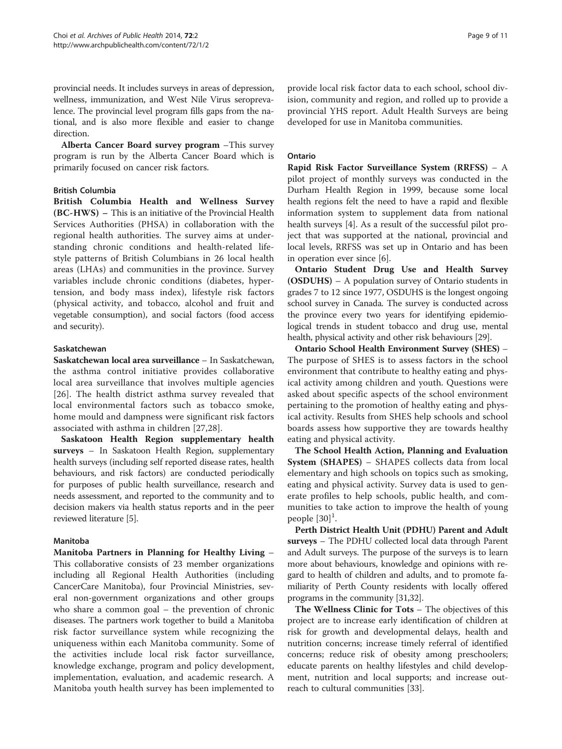provincial needs. It includes surveys in areas of depression, wellness, immunization, and West Nile Virus seroprevalence. The provincial level program fills gaps from the national, and is also more flexible and easier to change direction.

**Alberta Cancer Board survey program** –This survey program is run by the Alberta Cancer Board which is primarily focused on cancer risk factors.

#### British Columbia

**British Columbia Health and Wellness Survey (BC-HWS)** – This is an initiative of the Provincial Health Services Authorities (PHSA) in collaboration with the regional health authorities. The survey aims at understanding chronic conditions and health-related lifestyle patterns of British Columbians in 26 local health areas (LHAs) and communities in the province. Survey variables include chronic conditions (diabetes, hypertension, and body mass index), lifestyle risk factors (physical activity, and tobacco, alcohol and fruit and vegetable consumption), and social factors (food access and security).

#### Saskatchewan

**Saskatchewan local area surveillance** – In Saskatchewan, the asthma control initiative provides collaborative local area surveillance that involves multiple agencies [26]. The health district asthma survey revealed that local environmental factors such as tobacco smoke, home mould and dampness were significant risk factors associated with asthma in children [27,28].

**Saskatoon Health Region supplementary health surveys** – In Saskatoon Health Region, supplementary health surveys (including self reported disease rates, health behaviours, and risk factors) are conducted periodically for purposes of public health surveillance, research and needs assessment, and reported to the community and to decision makers via health status reports and in the peer reviewed literature [5].

#### Manitoba

**Manitoba Partners in Planning for Healthy Living** – This collaborative consists of 23 member organizations including all Regional Health Authorities (including CancerCare Manitoba), four Provincial Ministries, several non-government organizations and other groups who share a common goal – the prevention of chronic diseases. The partners work together to build a Manitoba risk factor surveillance system while recognizing the uniqueness within each Manitoba community. Some of the activities include local risk factor surveillance, knowledge exchange, program and policy development, implementation, evaluation, and academic research. A Manitoba youth health survey has been implemented to provide local risk factor data to each school, school division, community and region, and rolled up to provide a provincial YHS report. Adult Health Surveys are being developed for use in Manitoba communities.

#### Ontario

**Rapid Risk Factor Surveillance System (RRFSS)** – A pilot project of monthly surveys was conducted in the Durham Health Region in 1999, because some local health regions felt the need to have a rapid and flexible information system to supplement data from national health surveys [4]. As a result of the successful pilot project that was supported at the national, provincial and local levels, RRFSS was set up in Ontario and has been in operation ever since [6].

**Ontario Student Drug Use and Health Survey (OSDUHS)** – A population survey of Ontario students in grades 7 to 12 since 1977, OSDUHS is the longest ongoing school survey in Canada. The survey is conducted across the province every two years for identifying epidemiological trends in student tobacco and drug use, mental health, physical activity and other risk behaviours [29].

**Ontario School Health Environment Survey (SHES)** – The purpose of SHES is to assess factors in the school environment that contribute to healthy eating and physical activity among children and youth. Questions were asked about specific aspects of the school environment pertaining to the promotion of healthy eating and physical activity. Results from SHES help schools and school boards assess how supportive they are towards healthy eating and physical activity.

**The School Health Action, Planning and Evaluation System (SHAPES)** – SHAPES collects data from local elementary and high schools on topics such as smoking, eating and physical activity. Survey data is used to generate profiles to help schools, public health, and communities to take action to improve the health of young people [30][1].

**Perth District Health Unit (PDHU) Parent and Adult surveys** – The PDHU collected local data through Parent and Adult surveys. The purpose of the surveys is to learn more about behaviours, knowledge and opinions with regard to health of children and adults, and to promote familiarity of Perth County residents with locally offered programs in the community [31,32].

**The Wellness Clinic for Tots** – The objectives of this project are to increase early identification of children at risk for growth and developmental delays, health and nutrition concerns; increase timely referral of identified concerns; reduce risk of obesity among preschoolers; educate parents on healthy lifestyles and child development, nutrition and local supports; and increase outreach to cultural communities [33].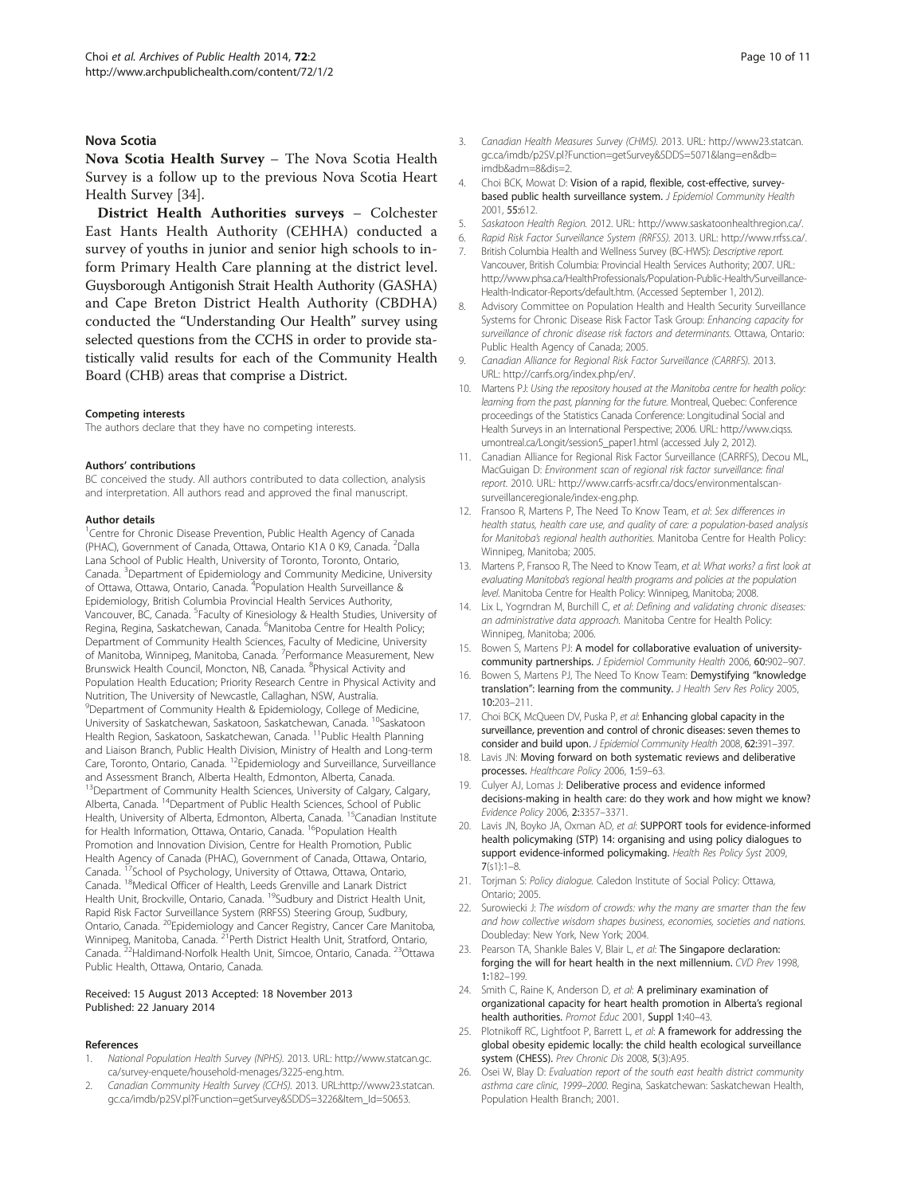### Nova Scotia

**Nova Scotia Health Survey** – The Nova Scotia Health Survey is a follow up to the previous Nova Scotia Heart Health Survey [34].

**District Health Authorities surveys** – Colchester East Hants Health Authority (CEHHA) conducted a survey of youths in junior and senior high schools to inform Primary Health Care planning at the district level. Guysborough Antigonish Strait Health Authority (GASHA) and Cape Breton District Health Authority (CBDHA) conducted the "Understanding Our Health" survey using selected questions from the CCHS in order to provide statistically valid results for each of the Community Health Board (CHB) areas that comprise a District.

#### Competing interests

The authors declare that they have no competing interests.

#### Authors' contributions

BC conceived the study. All authors contributed to data collection, analysis and interpretation. All authors read and approved the final manuscript.

#### Author details

[1]Centre for Chronic Disease Prevention, Public Health Agency of Canada (PHAC), Government of Canada, Ottawa, Ontario K1A 0 K9, Canada. [2]Dalla Lana School of Public Health, University of Toronto, Toronto, Ontario, Canada. [3]Department of Epidemiology and Community Medicine, University of Ottawa, Ottawa, Ontario, Canada. [4]Population Health Surveillance & Epidemiology, British Columbia Provincial Health Services Authority, Vancouver, BC, Canada. [5]Faculty of Kinesiology & Health Studies, University of Regina, Regina, Saskatchewan, Canada. [6]Manitoba Centre for Health Policy; Department of Community Health Sciences, Faculty of Medicine, University of Manitoba, Winnipeg, Manitoba, Canada. [7]Performance Measurement, New Brunswick Health Council, Moncton, NB, Canada. [8]Physical Activity and Population Health Education; Priority Research Centre in Physical Activity and Nutrition, The University of Newcastle, Callaghan, NSW, Australia. [9]Department of Community Health & Epidemiology, College of Medicine, University of Saskatchewan, Saskatoon, Saskatchewan, Canada. [10]Saskatoon Health Region, Saskatoon, Saskatchewan, Canada. [11]Public Health Planning and Liaison Branch, Public Health Division, Ministry of Health and Long-term Care, Toronto, Ontario, Canada. [12]Epidemiology and Surveillance, Surveillance and Assessment Branch, Alberta Health, Edmonton, Alberta, Canada. [13]Department of Community Health Sciences, University of Calgary, Calgary, Alberta, Canada. [14]Department of Public Health Sciences, School of Public Health, University of Alberta, Edmonton, Alberta, Canada. [15]Canadian Institute for Health Information, Ottawa, Ontario, Canada. [16]Population Health Promotion and Innovation Division, Centre for Health Promotion, Public Health Agency of Canada (PHAC), Government of Canada, Ottawa, Ontario, Canada. [17]School of Psychology, University of Ottawa, Ottawa, Ontario, Canada. [18]Medical Officer of Health, Leeds Grenville and Lanark District Health Unit, Brockville, Ontario, Canada. [19]Sudbury and District Health Unit, Rapid Risk Factor Surveillance System (RRFSS) Steering Group, Sudbury, Ontario, Canada. [20]Epidemiology and Cancer Registry, Cancer Care Manitoba, Winnipeg, Manitoba, Canada. [21]Perth District Health Unit, Stratford, Ontario, Canada. [22]Haldimand-Norfolk Health Unit, Simcoe, Ontario, Canada. [23]Ottawa Public Health, Ottawa, Ontario, Canada.

Received: 15 August 2013 Accepted: 18 November 2013
Published: 22 January 2014

#### References

1. *National Population Health Survey (NPHS)*. 2013. URL: http://www.statcan.gc.ca/survey-enquete/household-menages/3225-eng.htm.
2. *Canadian Community Health Survey (CCHS)*. 2013. URL:http://www23.statcan.gc.ca/imdb/p2SV.pl?Function=getSurvey&SDDS=3226&Item_Id=50653.
3. *Canadian Health Measures Survey (CHMS)*. 2013. URL: http://www23.statcan.gc.ca/imdb/p2SV.pl?Function=getSurvey&SDDS=5071&lang=en&db=imdb&adm=8&dis=2.
4. Choi BCK, Mowat D: **Vision of a rapid, flexible, cost-effective, survey-based public health surveillance system.** *J Epidemiol Community Health* 2001, **55**:612.
5. *Saskatoon Health Region*. 2012. URL: http://www.saskatoonhealthregion.ca/.
6. *Rapid Risk Factor Surveillance System (RRFSS)*. 2013. URL: http://www.rrfss.ca/.
7. British Columbia Health and Wellness Survey (BC-HWS): *Descriptive report.* Vancouver, British Columbia: Provincial Health Services Authority; 2007. URL: http://www.phsa.ca/HealthProfessionals/Population-Public-Health/Surveillance-Health-Indicator-Reports/default.htm. (Accessed September 1, 2012).
8. Advisory Committee on Population Health and Health Security Surveillance Systems for Chronic Disease Risk Factor Task Group: *Enhancing capacity for surveillance of chronic disease risk factors and determinants.* Ottawa, Ontario: Public Health Agency of Canada; 2005.
9. *Canadian Alliance for Regional Risk Factor Surveillance (CARRFS)*. 2013. URL: http://carrfs.org/index.php/en/.
10. Martens PJ: *Using the repository housed at the Manitoba centre for health policy: learning from the past, planning for the future.* Montreal, Quebec: Conference proceedings of the Statistics Canada Conference: Longitudinal Social and Health Surveys in an International Perspective; 2006. URL: http://www.ciqss.umontreal.ca/Longit/session5_paper1.html (accessed July 2, 2012).
11. Canadian Alliance for Regional Risk Factor Surveillance (CARRFS), Decou ML, MacGuigan D: *Environment scan of regional risk factor surveillance: final report.* 2010. URL: http://www.carrfs-acsrfr.ca/docs/environmentalscan-surveillanceregionale/index-eng.php.
12. Fransoo R, Martens P, The Need To Know Team, *et al*: *Sex differences in health status, health care use, and quality of care: a population-based analysis for Manitoba's regional health authorities.* Manitoba Centre for Health Policy: Winnipeg, Manitoba; 2005.
13. Martens P, Fransoo R, The Need to Know Team, *et al*: *What works? a first look at evaluating Manitoba's regional health programs and policies at the population level.* Manitoba Centre for Health Policy: Winnipeg, Manitoba; 2008.
14. Lix L, Yogrndran M, Burchill C, *et al*: *Defining and validating chronic diseases: an administrative data approach.* Manitoba Centre for Health Policy: Winnipeg, Manitoba; 2006.
15. Bowen S, Martens PJ: **A model for collaborative evaluation of university-community partnerships.** *J Epidemiol Community Health* 2006, **60**:902–907.
16. Bowen S, Martens PJ, The Need To Know Team: **Demystifying "knowledge translation": learning from the community.** *J Health Serv Res Policy* 2005, **10**:203–211.
17. Choi BCK, McQueen DV, Puska P, *et al*: **Enhancing global capacity in the surveillance, prevention and control of chronic diseases: seven themes to consider and build upon.** *J Epidemiol Community Health* 2008, **62**:391–397.
18. Lavis JN: **Moving forward on both systematic reviews and deliberative processes.** *Healthcare Policy* 2006, **1**:59–63.
19. Culyer AJ, Lomas J: **Deliberative process and evidence informed decisions-making in health care: do they work and how might we know?** *Evidence Policy* 2006, **2**:3357–3371.
20. Lavis JN, Boyko JA, Oxman AD, *et al*: **SUPPORT tools for evidence-informed health policymaking (STP) 14: organising and using policy dialogues to support evidence-informed policymaking.** *Health Res Policy Syst* 2009, **7**(s1):1–8.
21. Torjman S: *Policy dialogue.* Caledon Institute of Social Policy: Ottawa, Ontario; 2005.
22. Surowiecki J: *The wisdom of crowds: why the many are smarter than the few and how collective wisdom shapes business, economies, societies and nations.* Doubleday: New York, New York; 2004.
23. Pearson TA, Shankle Bales V, Blair L, *et al*: **The Singapore declaration: forging the will for heart health in the next millennium.** *CVD Prev* 1998, **1**:182–199.
24. Smith C, Raine K, Anderson D, *et al*: **A preliminary examination of organizational capacity for heart health promotion in Alberta's regional health authorities.** *Promot Educ* 2001, **Suppl 1**:40–43.
25. Plotnikoff RC, Lightfoot P, Barrett L, *et al*: **A framework for addressing the global obesity epidemic locally: the child health ecological surveillance system (CHESS).** *Prev Chronic Dis* 2008, **5**(3):A95.
26. Osei W, Blay D: *Evaluation report of the south east health district community asthma care clinic, 1999–2000.* Regina, Saskatchewan: Saskatchewan Health, Population Health Branch; 2001.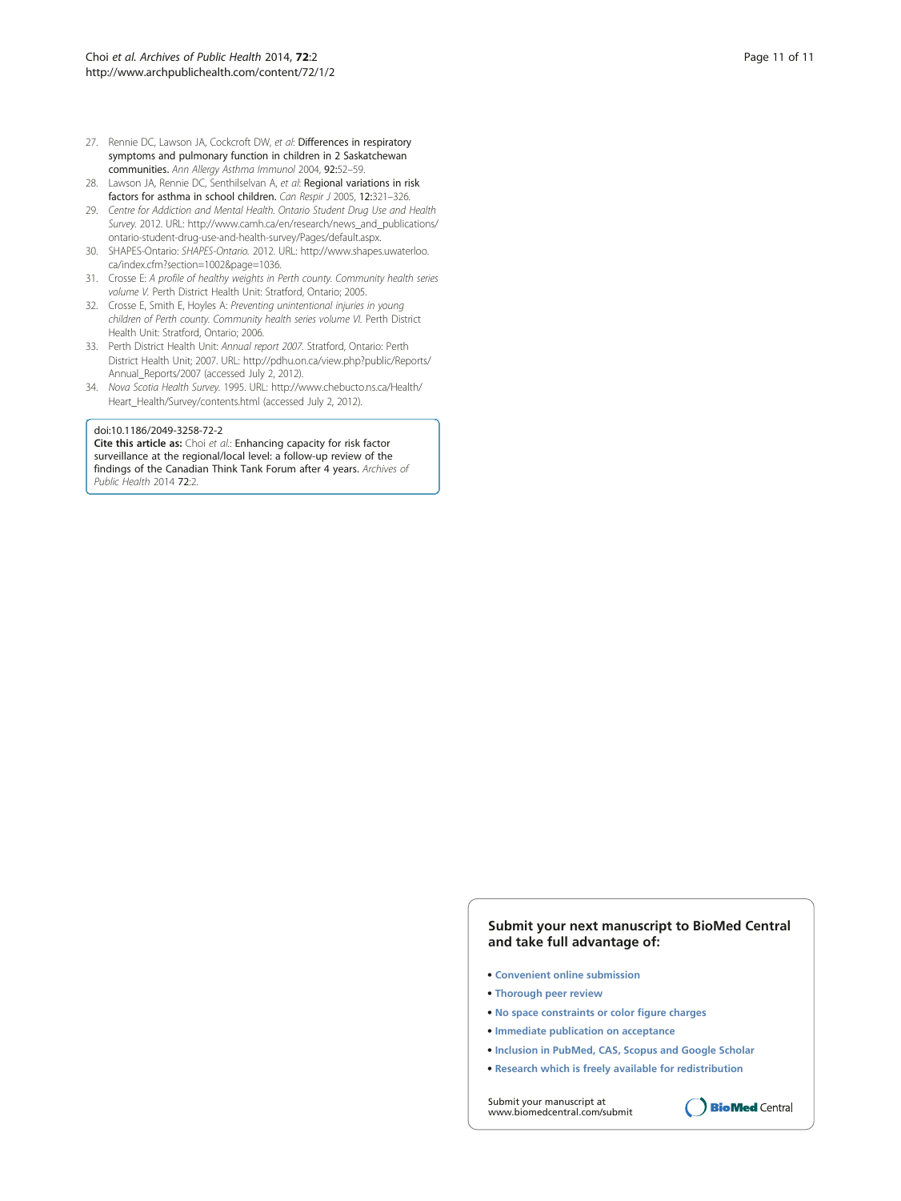27. Rennie DC, Lawson JA, Cockcroft DW, *et al*: **Differences in respiratory symptoms and pulmonary function in children in 2 Saskatchewan communities.** *Ann Allergy Asthma Immunol* 2004, **92:**52–59.
28. Lawson JA, Rennie DC, Senthilselvan A, *et al*: **Regional variations in risk factors for asthma in school children.** *Can Respir J* 2005, **12:**321–326.
29. *Centre for Addiction and Mental Health. Ontario Student Drug Use and Health Survey.* 2012. URL: http://www.camh.ca/en/research/news_and_publications/ontario-student-drug-use-and-health-survey/Pages/default.aspx.
30. SHAPES-Ontario: *SHAPES-Ontario.* 2012. URL: http://www.shapes.uwaterloo.ca/index.cfm?section=1002&page=1036.
31. Crosse E: *A profile of healthy weights in Perth county. Community health series volume V.* Perth District Health Unit: Stratford, Ontario; 2005.
32. Crosse E, Smith E, Hoyles A: *Preventing unintentional injuries in young children of Perth county. Community health series volume VI.* Perth District Health Unit: Stratford, Ontario; 2006.
33. Perth District Health Unit: *Annual report 2007.* Stratford, Ontario: Perth District Health Unit; 2007. URL: http://pdhu.on.ca/view.php?public/Reports/Annual_Reports/2007 (accessed July 2, 2012).
34. *Nova Scotia Health Survey.* 1995. URL: http://www.chebucto.ns.ca/Health/Heart_Health/Survey/contents.html (accessed July 2, 2012).

doi:10.1186/2049-3258-72-2

**Cite this article as:** Choi *et al.*: Enhancing capacity for risk factor surveillance at the regional/local level: a follow-up review of the findings of the Canadian Think Tank Forum after 4 years. *Archives of Public Health* 2014 **72**:2.

**Submit your next manuscript to BioMed Central and take full advantage of:**

- **Convenient online submission**
- **Thorough peer review**
- **No space constraints or color figure charges**
- **Immediate publication on acceptance**
- **Inclusion in PubMed, CAS, Scopus and Google Scholar**
- **Research which is freely available for redistribution**

Submit your manuscript at
www.biomedcentral.com/submit

BioMed Central